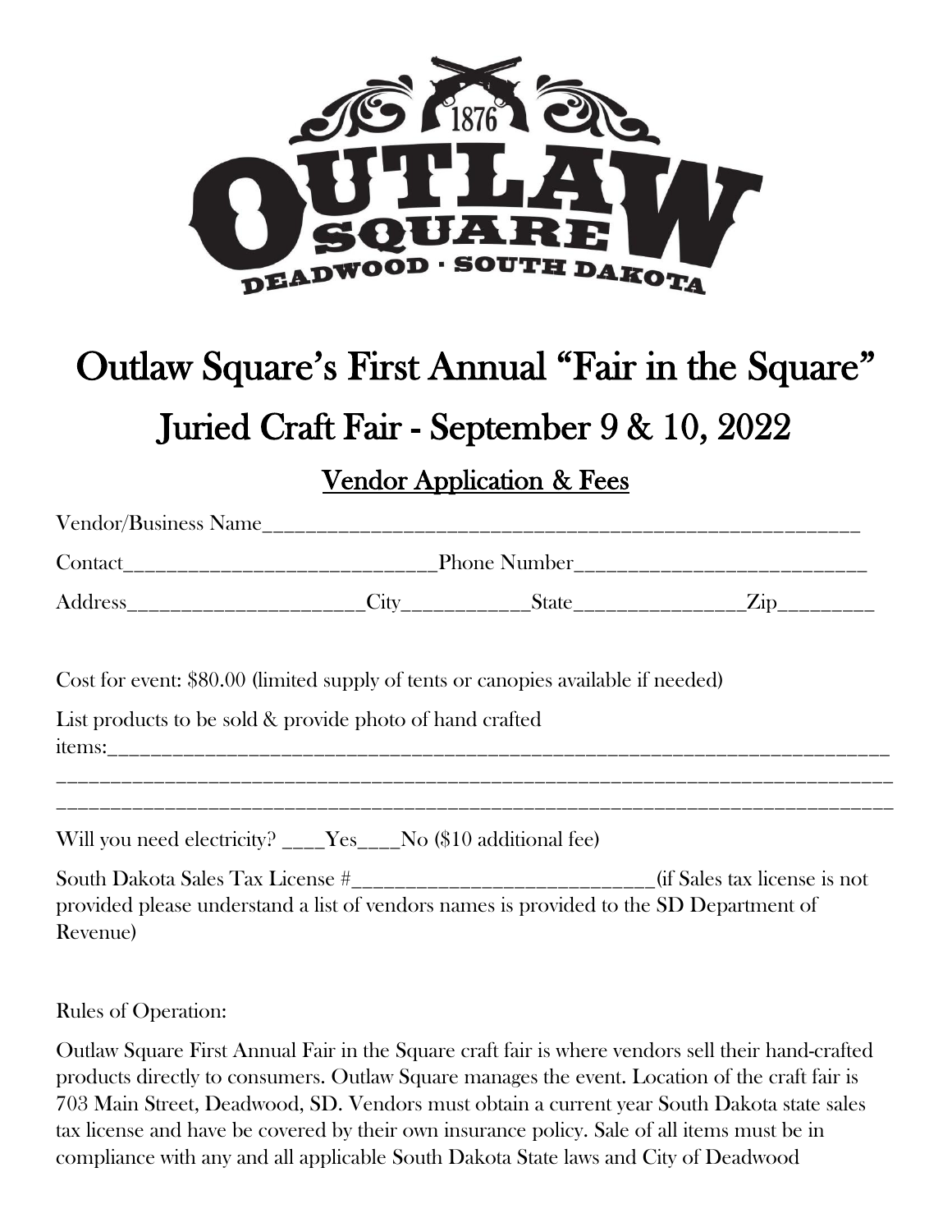# Outlaw Square's First Annual "Fair in the Square"

## Juried Craft Fair - September 9 & 10, 2022

### Vendor Application & Fees

Vendor/Business Name_______________________________________________________

Contact___________________________Phone Number_________________________

Address____________________City___________State______________Zip________

Cost for event: $80.00 (limited supply of tents or canopies available if needed)

List products to be sold & provide photo of hand crafted items:_________________________________________________________________

_______________________________________________________________________

_______________________________________________________________________

Will you need electricity? ____Yes____No ($10 additional fee)

South Dakota Sales Tax License #__________________________(if Sales tax license is not provided please understand a list of vendors names is provided to the SD Department of Revenue)

Rules of Operation:

Outlaw Square First Annual Fair in the Square craft fair is where vendors sell their hand-crafted products directly to consumers. Outlaw Square manages the event. Location of the craft fair is 703 Main Street, Deadwood, SD. Vendors must obtain a current year South Dakota state sales tax license and have be covered by their own insurance policy. Sale of all items must be in compliance with any and all applicable South Dakota State laws and City of Deadwood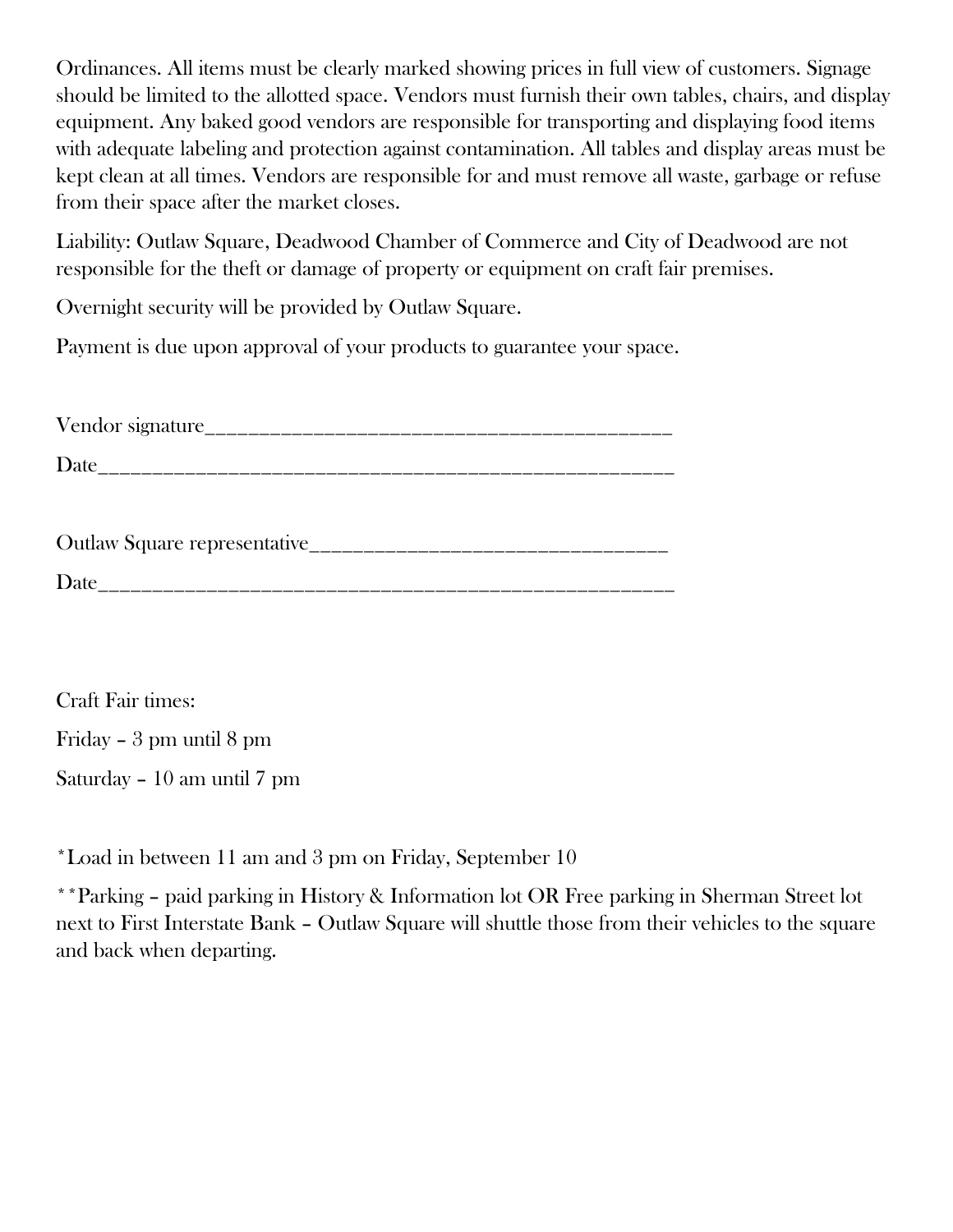Ordinances. All items must be clearly marked showing prices in full view of customers. Signage should be limited to the allotted space. Vendors must furnish their own tables, chairs, and display equipment. Any baked good vendors are responsible for transporting and displaying food items with adequate labeling and protection against contamination. All tables and display areas must be kept clean at all times. Vendors are responsible for and must remove all waste, garbage or refuse from their space after the market closes.

Liability: Outlaw Square, Deadwood Chamber of Commerce and City of Deadwood are not responsible for the theft or damage of property or equipment on craft fair premises.

Overnight security will be provided by Outlaw Square.

Payment is due upon approval of your products to guarantee your space.

Vendor signature____________________________________________

Date______________________________________________________

Outlaw Square representative__________________________________

Date______________________________________________________

Craft Fair times:

Friday – 3 pm until 8 pm

Saturday – 10 am until 7 pm

*Load in between 11 am and 3 pm on Friday, September 10

**Parking – paid parking in History & Information lot OR Free parking in Sherman Street lot next to First Interstate Bank – Outlaw Square will shuttle those from their vehicles to the square and back when departing.